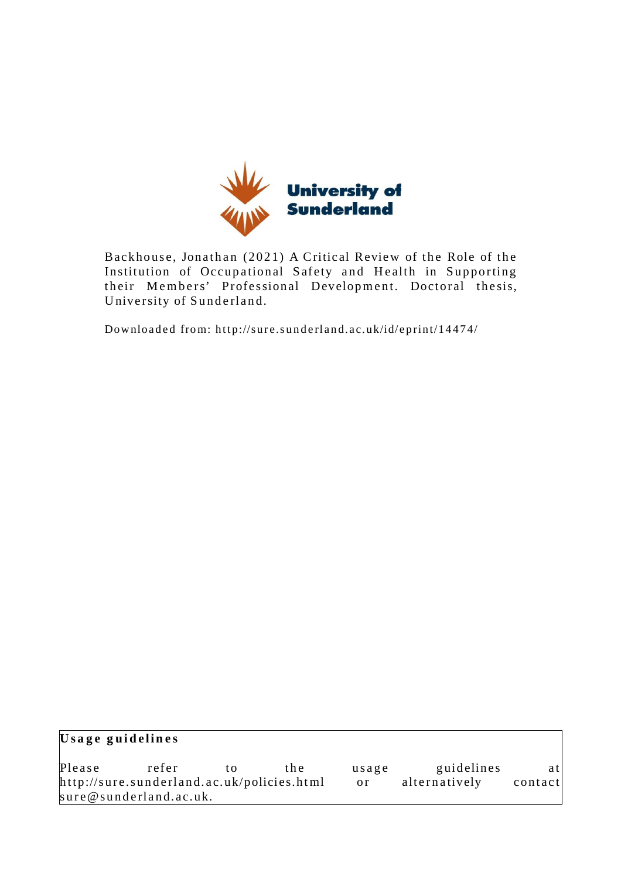University of Sunderland

Backhouse, Jonathan (2021) A Critical Review of the Role of the Institution of Occupational Safety and Health in Supporting their Members' Professional Development. Doctoral thesis, University of Sunderland.

Downloaded from: http://sure.sunderland.ac.uk/id/eprint/14474/

**Usage guidelines**

Please refer to the usage guidelines at http://sure.sunderland.ac.uk/policies.html or alternatively contact sure@sunderland.ac.uk.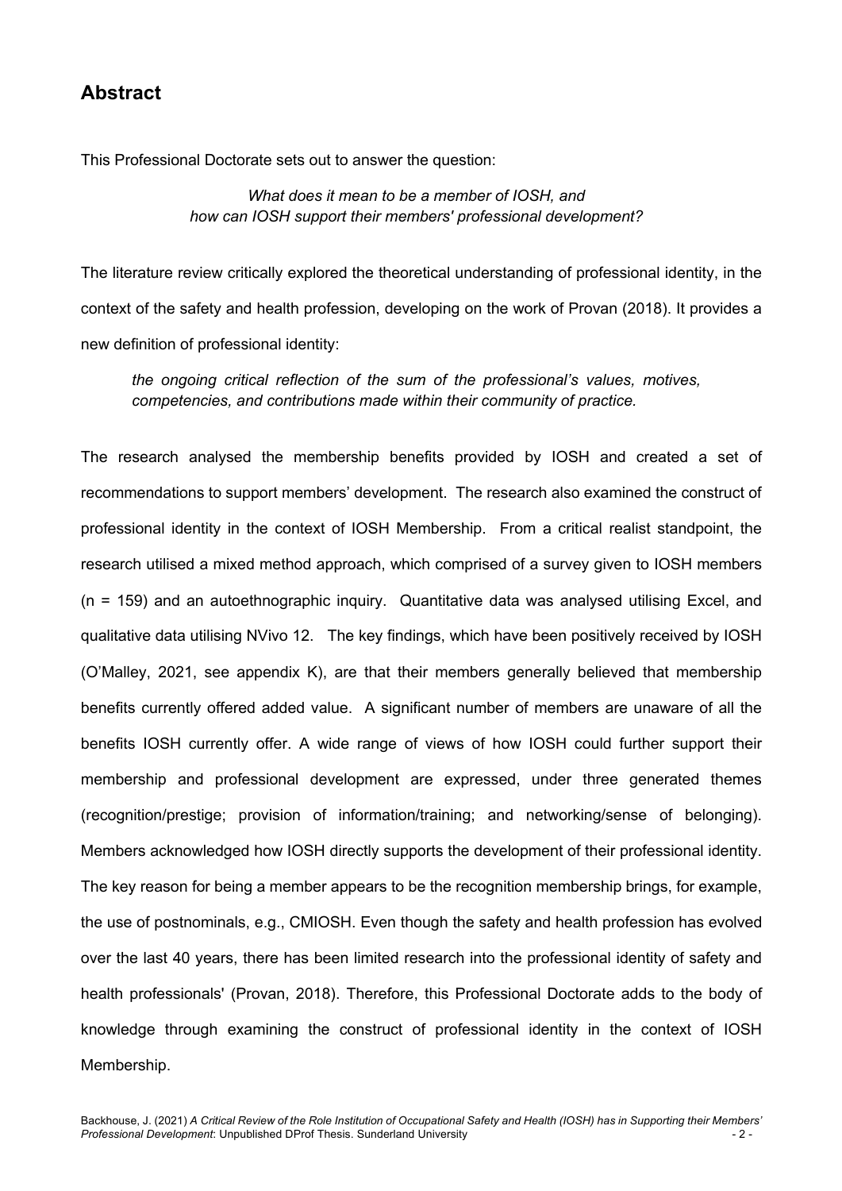## Abstract

This Professional Doctorate sets out to answer the question:

*What does it mean to be a member of IOSH, and how can IOSH support their members' professional development?*

The literature review critically explored the theoretical understanding of professional identity, in the context of the safety and health profession, developing on the work of Provan (2018). It provides a new definition of professional identity:

> *the ongoing critical reflection of the sum of the professional's values, motives, competencies, and contributions made within their community of practice.*

The research analysed the membership benefits provided by IOSH and created a set of recommendations to support members' development. The research also examined the construct of professional identity in the context of IOSH Membership. From a critical realist standpoint, the research utilised a mixed method approach, which comprised of a survey given to IOSH members (n = 159) and an autoethnographic inquiry. Quantitative data was analysed utilising Excel, and qualitative data utilising NVivo 12. The key findings, which have been positively received by IOSH (O'Malley, 2021, see appendix K), are that their members generally believed that membership benefits currently offered added value. A significant number of members are unaware of all the benefits IOSH currently offer. A wide range of views of how IOSH could further support their membership and professional development are expressed, under three generated themes (recognition/prestige; provision of information/training; and networking/sense of belonging). Members acknowledged how IOSH directly supports the development of their professional identity. The key reason for being a member appears to be the recognition membership brings, for example, the use of postnominals, e.g., CMIOSH. Even though the safety and health profession has evolved over the last 40 years, there has been limited research into the professional identity of safety and health professionals' (Provan, 2018). Therefore, this Professional Doctorate adds to the body of knowledge through examining the construct of professional identity in the context of IOSH Membership.